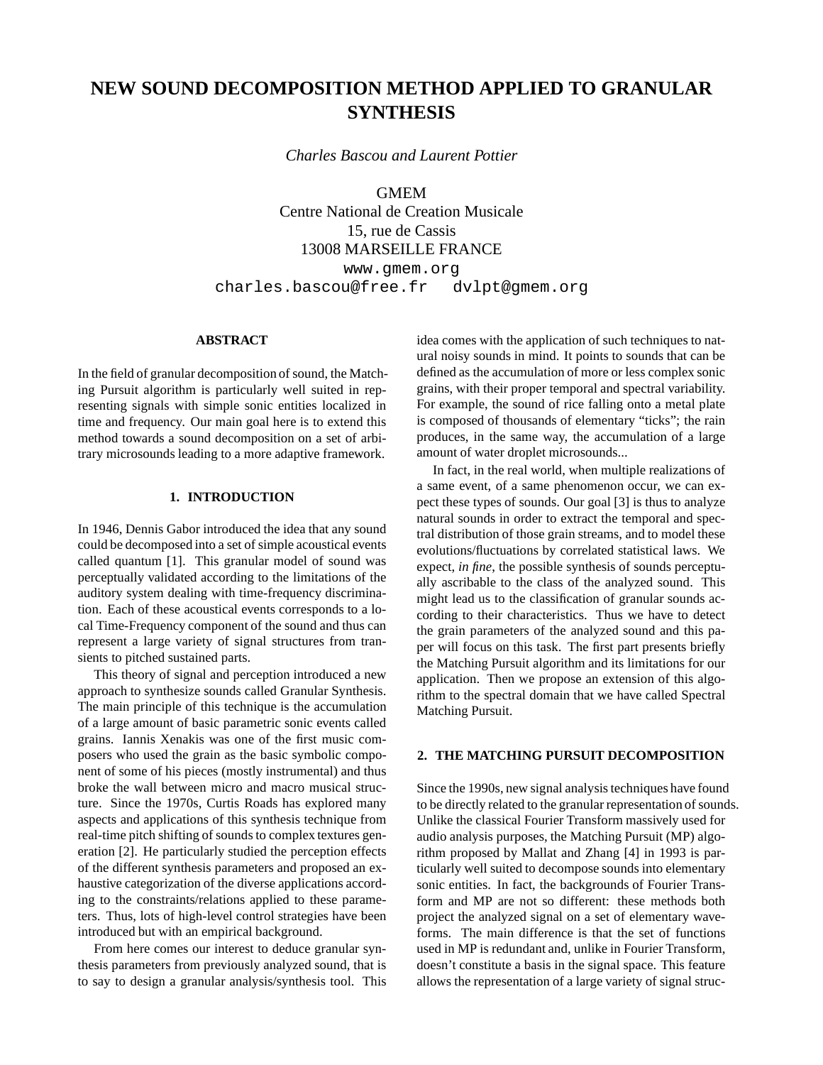# NEW SOUND DECOMPOSITION METHOD APPLIED TO GRANULAR SYNTHESIS

*Charles Bascou and Laurent Pottier*

GMEM
Centre National de Creation Musicale
15, rue de Cassis
13008 MARSEILLE FRANCE
www.gmem.org
charles.bascou@free.fr dvlpt@gmem.org

## ABSTRACT

In the field of granular decomposition of sound, the Matching Pursuit algorithm is particularly well suited in representing signals with simple sonic entities localized in time and frequency. Our main goal here is to extend this method towards a sound decomposition on a set of arbitrary microsounds leading to a more adaptive framework.

## 1. INTRODUCTION

In 1946, Dennis Gabor introduced the idea that any sound could be decomposed into a set of simple acoustical events called quantum [1]. This granular model of sound was perceptually validated according to the limitations of the auditory system dealing with time-frequency discrimination. Each of these acoustical events corresponds to a local Time-Frequency component of the sound and thus can represent a large variety of signal structures from transients to pitched sustained parts.

This theory of signal and perception introduced a new approach to synthesize sounds called Granular Synthesis. The main principle of this technique is the accumulation of a large amount of basic parametric sonic events called grains. Iannis Xenakis was one of the first music composers who used the grain as the basic symbolic component of some of his pieces (mostly instrumental) and thus broke the wall between micro and macro musical structure. Since the 1970s, Curtis Roads has explored many aspects and applications of this synthesis technique from real-time pitch shifting of sounds to complex textures generation [2]. He particularly studied the perception effects of the different synthesis parameters and proposed an exhaustive categorization of the diverse applications according to the constraints/relations applied to these parameters. Thus, lots of high-level control strategies have been introduced but with an empirical background.

From here comes our interest to deduce granular synthesis parameters from previously analyzed sound, that is to say to design a granular analysis/synthesis tool. This idea comes with the application of such techniques to natural noisy sounds in mind. It points to sounds that can be defined as the accumulation of more or less complex sonic grains, with their proper temporal and spectral variability. For example, the sound of rice falling onto a metal plate is composed of thousands of elementary "ticks"; the rain produces, in the same way, the accumulation of a large amount of water droplet microsounds...

In fact, in the real world, when multiple realizations of a same event, of a same phenomenon occur, we can expect these types of sounds. Our goal [3] is thus to analyze natural sounds in order to extract the temporal and spectral distribution of those grain streams, and to model these evolutions/fluctuations by correlated statistical laws. We expect, *in fine*, the possible synthesis of sounds perceptually ascribable to the class of the analyzed sound. This might lead us to the classification of granular sounds according to their characteristics. Thus we have to detect the grain parameters of the analyzed sound and this paper will focus on this task. The first part presents briefly the Matching Pursuit algorithm and its limitations for our application. Then we propose an extension of this algorithm to the spectral domain that we have called Spectral Matching Pursuit.

## 2. THE MATCHING PURSUIT DECOMPOSITION

Since the 1990s, new signal analysis techniques have found to be directly related to the granular representation of sounds. Unlike the classical Fourier Transform massively used for audio analysis purposes, the Matching Pursuit (MP) algorithm proposed by Mallat and Zhang [4] in 1993 is particularly well suited to decompose sounds into elementary sonic entities. In fact, the backgrounds of Fourier Transform and MP are not so different: these methods both project the analyzed signal on a set of elementary waveforms. The main difference is that the set of functions used in MP is redundant and, unlike in Fourier Transform, doesn't constitute a basis in the signal space. This feature allows the representation of a large variety of signal struc-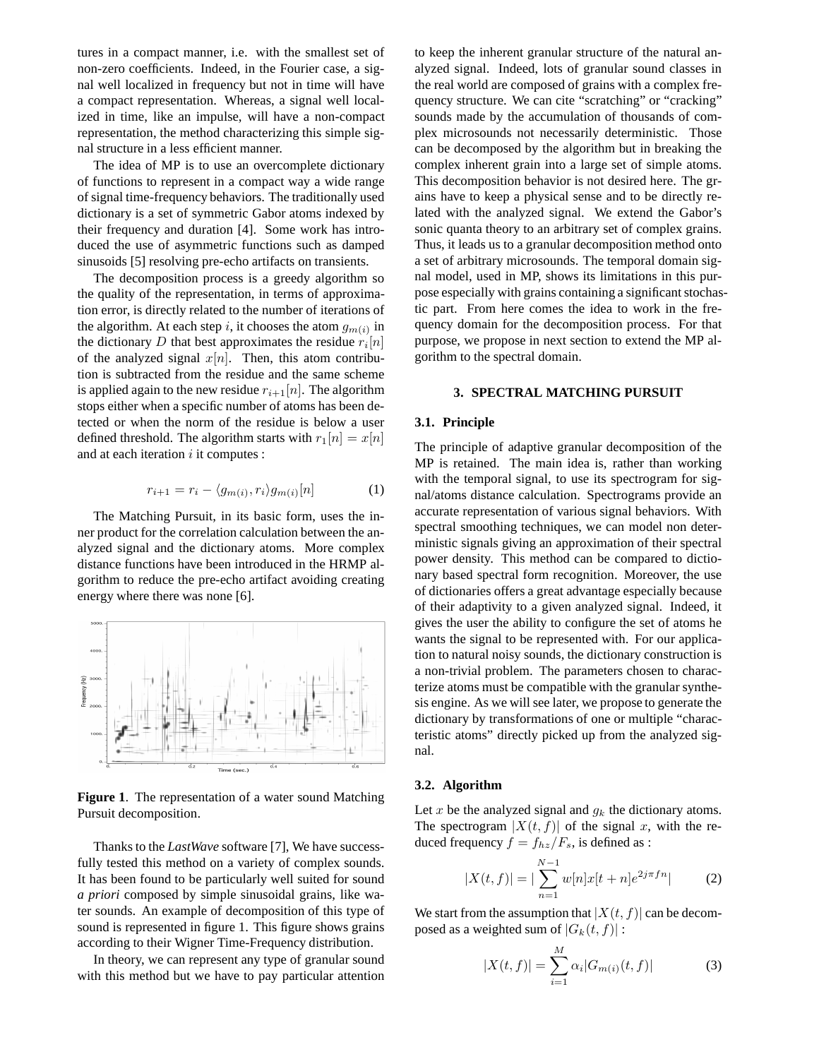tures in a compact manner, i.e. with the smallest set of non-zero coefficients. Indeed, in the Fourier case, a signal well localized in frequency but not in time will have a compact representation. Whereas, a signal well localized in time, like an impulse, will have a non-compact representation, the method characterizing this simple signal structure in a less efficient manner.

The idea of MP is to use an overcomplete dictionary of functions to represent in a compact way a wide range of signal time-frequency behaviors. The traditionally used dictionary is a set of symmetric Gabor atoms indexed by their frequency and duration [4]. Some work has introduced the use of asymmetric functions such as damped sinusoids [5] resolving pre-echo artifacts on transients.

The decomposition process is a greedy algorithm so the quality of the representation, in terms of approximation error, is directly related to the number of iterations of the algorithm. At each step $i$, it chooses the atom $g_{m(i)}$ in the dictionary $D$ that best approximates the residue $r_i[n]$ of the analyzed signal $x[n]$. Then, this atom contribution is subtracted from the residue and the same scheme is applied again to the new residue $r_{i+1}[n]$. The algorithm stops either when a specific number of atoms has been detected or when the norm of the residue is below a user defined threshold. The algorithm starts with $r_1[n] = x[n]$ and at each iteration $i$ it computes :

$$r_{i+1} = r_i - \langle g_{m(i)}, r_i \rangle g_{m(i)}[n] \qquad (1)$$

The Matching Pursuit, in its basic form, uses the inner product for the correlation calculation between the analyzed signal and the dictionary atoms. More complex distance functions have been introduced in the HRMP algorithm to reduce the pre-echo artifact avoiding creating energy where there was none [6].

**Figure 1**. The representation of a water sound Matching Pursuit decomposition.

Thanks to the *LastWave* software [7], We have successfully tested this method on a variety of complex sounds. It has been found to be particularly well suited for sound *a priori* composed by simple sinusoidal grains, like water sounds. An example of decomposition of this type of sound is represented in figure 1. This figure shows grains according to their Wigner Time-Frequency distribution.

In theory, we can represent any type of granular sound with this method but we have to pay particular attention to keep the inherent granular structure of the natural analyzed signal. Indeed, lots of granular sound classes in the real world are composed of grains with a complex frequency structure. We can cite "scratching" or "cracking" sounds made by the accumulation of thousands of complex microsounds not necessarily deterministic. Those can be decomposed by the algorithm but in breaking the complex inherent grain into a large set of simple atoms. This decomposition behavior is not desired here. The grains have to keep a physical sense and to be directly related with the analyzed signal. We extend the Gabor's sonic quanta theory to an arbitrary set of complex grains. Thus, it leads us to a granular decomposition method onto a set of arbitrary microsounds. The temporal domain signal model, used in MP, shows its limitations in this purpose especially with grains containing a significant stochastic part. From here comes the idea to work in the frequency domain for the decomposition process. For that purpose, we propose in next section to extend the MP algorithm to the spectral domain.

## 3. SPECTRAL MATCHING PURSUIT

### 3.1. Principle

The principle of adaptive granular decomposition of the MP is retained. The main idea is, rather than working with the temporal signal, to use its spectrogram for signal/atoms distance calculation. Spectrograms provide an accurate representation of various signal behaviors. With spectral smoothing techniques, we can model non deterministic signals giving an approximation of their spectral power density. This method can be compared to dictionary based spectral form recognition. Moreover, the use of dictionaries offers a great advantage especially because of their adaptivity to a given analyzed signal. Indeed, it gives the user the ability to configure the set of atoms he wants the signal to be represented with. For our application to natural noisy sounds, the dictionary construction is a non-trivial problem. The parameters chosen to characterize atoms must be compatible with the granular synthesis engine. As we will see later, we propose to generate the dictionary by transformations of one or multiple "characteristic atoms" directly picked up from the analyzed signal.

### 3.2. Algorithm

Let $x$ be the analyzed signal and $g_k$ the dictionary atoms. The spectrogram $|X(t,f)|$ of the signal $x$, with the reduced frequency $f = f_{hz}/F_s$, is defined as :

$$|X(t,f)| = |\sum_{n=1}^{N-1} w[n]x[t+n]e^{2j\pi fn}| \qquad (2)$$

We start from the assumption that $|X(t,f)|$ can be decomposed as a weighted sum of $|G_k(t,f)|$ :

$$|X(t,f)| = \sum_{i=1}^{M} \alpha_i |G_{m(i)}(t,f)| \qquad (3)$$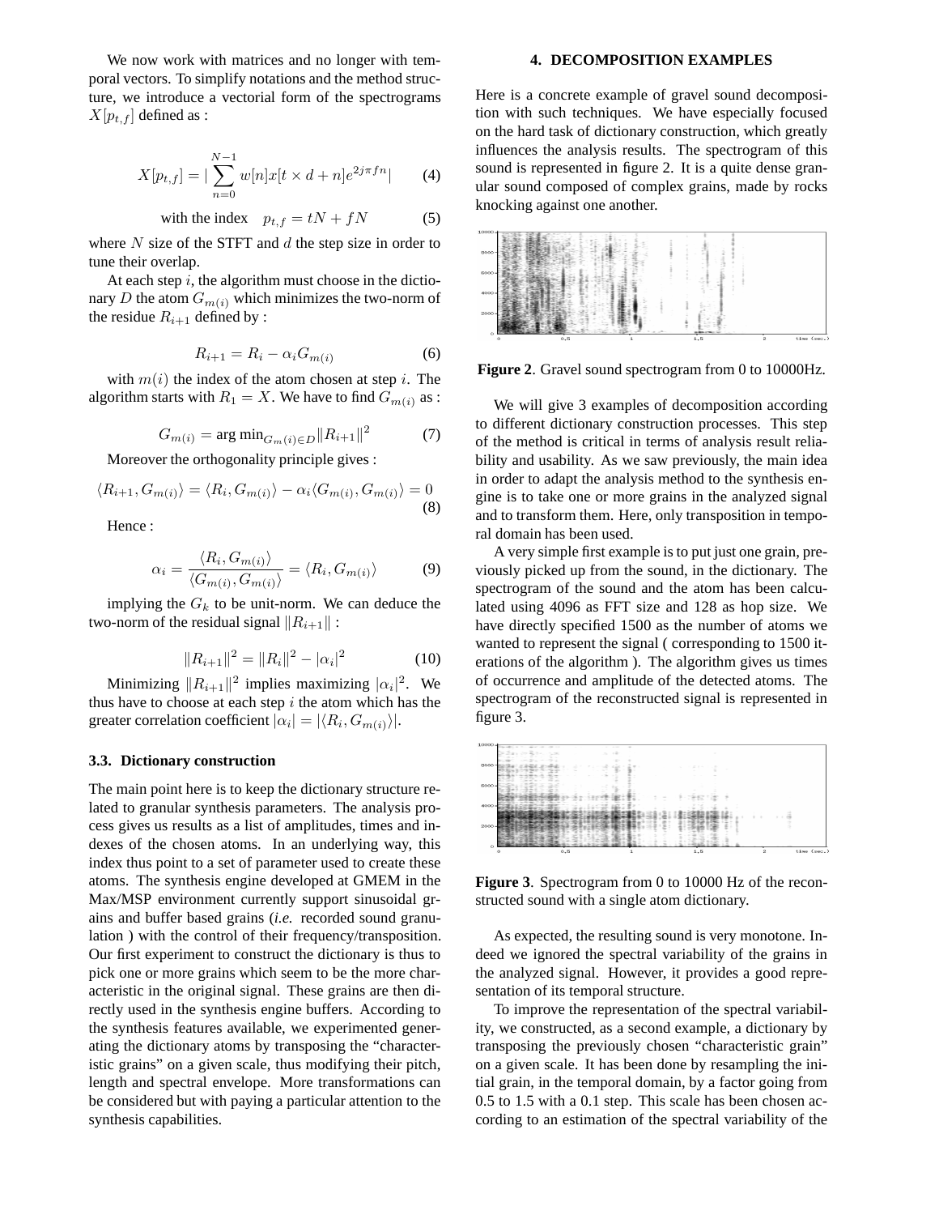We now work with matrices and no longer with temporal vectors. To simplify notations and the method structure, we introduce a vectorial form of the spectrograms $X[p_{t,f}]$ defined as :

$$X[p_{t,f}] = |\sum_{n=0}^{N-1} w[n]x[t \times d + n]e^{2j\pi fn}| \tag{4}$$

$$\text{with the index} \quad p_{t,f} = tN + fN \tag{5}$$

where $N$ size of the STFT and $d$ the step size in order to tune their overlap.

At each step $i$, the algorithm must choose in the dictionary $D$ the atom $G_{m(i)}$ which minimizes the two-norm of the residue $R_{i+1}$ defined by :

$$R_{i+1} = R_i - \alpha_i G_{m(i)} \tag{6}$$

with $m(i)$ the index of the atom chosen at step $i$. The algorithm starts with $R_1 = X$. We have to find $G_{m(i)}$ as :

$$G_{m(i)} = \text{arg min}_{G_{m(i)} \in D} \|R_{i+1}\|^2 \tag{7}$$

Moreover the orthogonality principle gives :

$$\langle R_{i+1}, G_{m(i)} \rangle = \langle R_i, G_{m(i)} \rangle - \alpha_i \langle G_{m(i)}, G_{m(i)} \rangle = 0 \tag{8}$$

Hence :

$$\alpha_i = \frac{\langle R_i, G_{m(i)} \rangle}{\langle G_{m(i)}, G_{m(i)} \rangle} = \langle R_i, G_{m(i)} \rangle \tag{9}$$

implying the $G_k$ to be unit-norm. We can deduce the two-norm of the residual signal $\|R_{i+1}\|$ :

$$\|R_{i+1}\|^2 = \|R_i\|^2 - |\alpha_i|^2 \tag{10}$$

Minimizing $\|R_{i+1}\|^2$ implies maximizing $|\alpha_i|^2$. We thus have to choose at each step $i$ the atom which has the greater correlation coefficient $|\alpha_i| = |\langle R_i, G_{m(i)} \rangle|$.

### 3.3. Dictionary construction

The main point here is to keep the dictionary structure related to granular synthesis parameters. The analysis process gives us results as a list of amplitudes, times and indexes of the chosen atoms. In an underlying way, this index thus point to a set of parameter used to create these atoms. The synthesis engine developed at GMEM in the Max/MSP environment currently support sinusoidal grains and buffer based grains (*i.e.* recorded sound granulation ) with the control of their frequency/transposition. Our first experiment to construct the dictionary is thus to pick one or more grains which seem to be the more characteristic in the original signal. These grains are then directly used in the synthesis engine buffers. According to the synthesis features available, we experimented generating the dictionary atoms by transposing the "characteristic grains" on a given scale, thus modifying their pitch, length and spectral envelope. More transformations can be considered but with paying a particular attention to the synthesis capabilities.

## 4. DECOMPOSITION EXAMPLES

Here is a concrete example of gravel sound decomposition with such techniques. We have especially focused on the hard task of dictionary construction, which greatly influences the analysis results. The spectrogram of this sound is represented in figure 2. It is a quite dense granular sound composed of complex grains, made by rocks knocking against one another.

**Figure 2**. Gravel sound spectrogram from 0 to 10000Hz.

We will give 3 examples of decomposition according to different dictionary construction processes. This step of the method is critical in terms of analysis result reliability and usability. As we saw previously, the main idea in order to adapt the analysis method to the synthesis engine is to take one or more grains in the analyzed signal and to transform them. Here, only transposition in temporal domain has been used.

A very simple first example is to put just one grain, previously picked up from the sound, in the dictionary. The spectrogram of the sound and the atom has been calculated using 4096 as FFT size and 128 as hop size. We have directly specified 1500 as the number of atoms we wanted to represent the signal ( corresponding to 1500 iterations of the algorithm ). The algorithm gives us times of occurrence and amplitude of the detected atoms. The spectrogram of the reconstructed signal is represented in figure 3.

**Figure 3**. Spectrogram from 0 to 10000 Hz of the reconstructed sound with a single atom dictionary.

As expected, the resulting sound is very monotone. Indeed we ignored the spectral variability of the grains in the analyzed signal. However, it provides a good representation of its temporal structure.

To improve the representation of the spectral variability, we constructed, as a second example, a dictionary by transposing the previously chosen "characteristic grain" on a given scale. It has been done by resampling the initial grain, in the temporal domain, by a factor going from 0.5 to 1.5 with a 0.1 step. This scale has been chosen according to an estimation of the spectral variability of the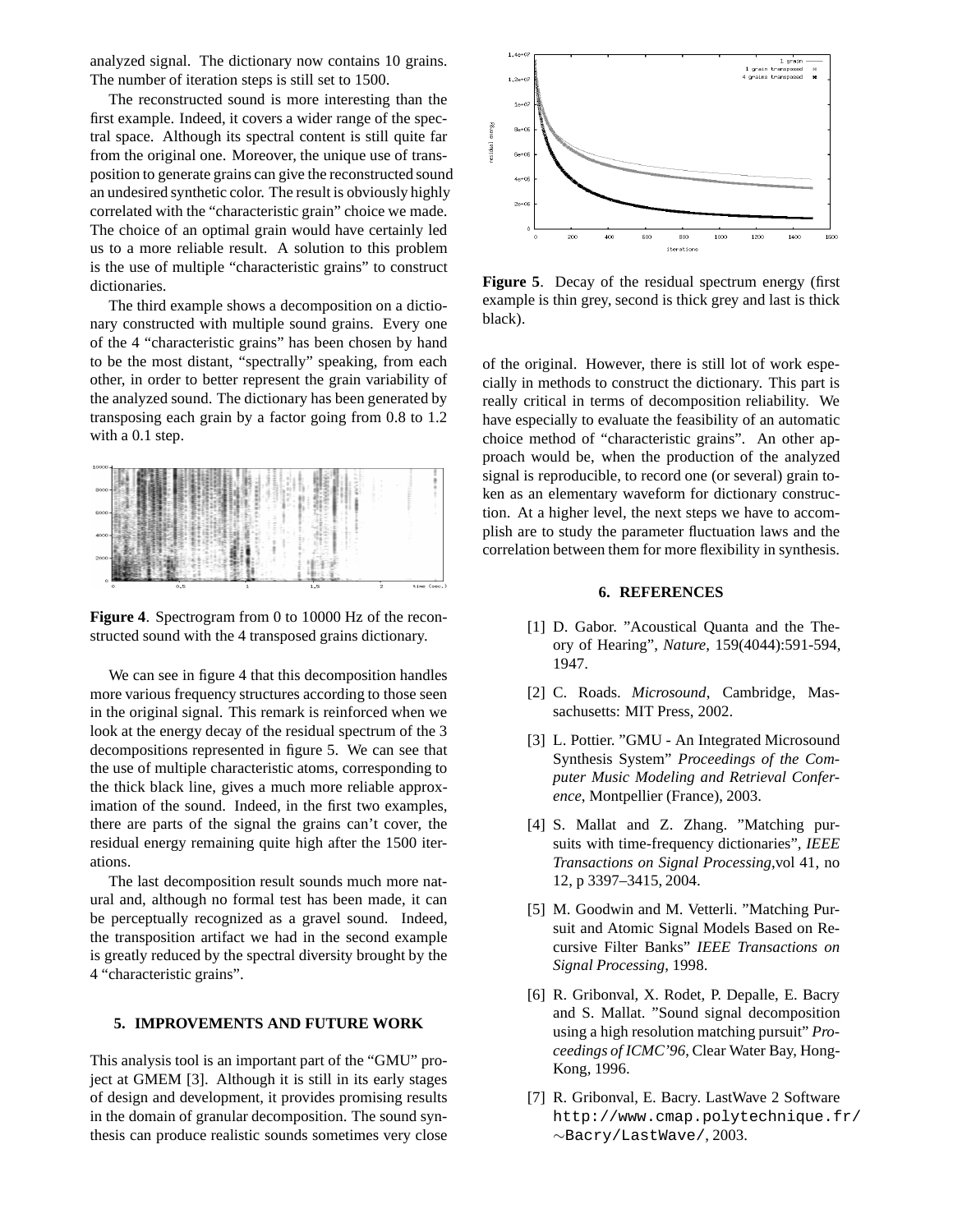analyzed signal. The dictionary now contains 10 grains. The number of iteration steps is still set to 1500.

The reconstructed sound is more interesting than the first example. Indeed, it covers a wider range of the spectral space. Although its spectral content is still quite far from the original one. Moreover, the unique use of transposition to generate grains can give the reconstructed sound an undesired synthetic color. The result is obviously highly correlated with the "characteristic grain" choice we made. The choice of an optimal grain would have certainly led us to a more reliable result. A solution to this problem is the use of multiple "characteristic grains" to construct dictionaries.

The third example shows a decomposition on a dictionary constructed with multiple sound grains. Every one of the 4 "characteristic grains" has been chosen by hand to be the most distant, "spectrally" speaking, from each other, in order to better represent the grain variability of the analyzed sound. The dictionary has been generated by transposing each grain by a factor going from 0.8 to 1.2 with a 0.1 step.

10000
8000
6000
4000
2000
0
0
0.5
1
1.5
2
time (sec.)

**Figure 4**. Spectrogram from 0 to 10000 Hz of the reconstructed sound with the 4 transposed grains dictionary.

We can see in figure 4 that this decomposition handles more various frequency structures according to those seen in the original signal. This remark is reinforced when we look at the energy decay of the residual spectrum of the 3 decompositions represented in figure 5. We can see that the use of multiple characteristic atoms, corresponding to the thick black line, gives a much more reliable approximation of the sound. Indeed, in the first two examples, there are parts of the signal the grains can't cover, the residual energy remaining quite high after the 1500 iterations.

The last decomposition result sounds much more natural and, although no formal test has been made, it can be perceptually recognized as a gravel sound. Indeed, the transposition artifact we had in the second example is greatly reduced by the spectral diversity brought by the 4 "characteristic grains".

## 5. IMPROVEMENTS AND FUTURE WORK

This analysis tool is an important part of the "GMU" project at GMEM [3]. Although it is still in its early stages of design and development, it provides promising results in the domain of granular decomposition. The sound synthesis can produce realistic sounds sometimes very close of the original. However, there is still lot of work especially in methods to construct the dictionary. This part is really critical in terms of decomposition reliability. We have especially to evaluate the feasibility of an automatic choice method of "characteristic grains". An other approach would be, when the production of the analyzed signal is reproducible, to record one (or several) grain token as an elementary waveform for dictionary construction. At a higher level, the next steps we have to accomplish are to study the parameter fluctuation laws and the correlation between them for more flexibility in synthesis.

1.4e+07
1.2e+07
1e+07
8e+06
6e+06
4e+06
2e+06
0
residual energy
0
200
400
600
800
1000
1200
1400
1600
iterations
1 grain
1 grain transposed
4 grains transposed

**Figure 5**. Decay of the residual spectrum energy (first example is thin grey, second is thick grey and last is thick black).

## 6. REFERENCES

[1] D. Gabor. "Acoustical Quanta and the Theory of Hearing", *Nature*, 159(4044):591-594, 1947.

[2] C. Roads. *Microsound*, Cambridge, Massachusetts: MIT Press, 2002.

[3] L. Pottier. "GMU - An Integrated Microsound Synthesis System" *Proceedings of the Computer Music Modeling and Retrieval Conference*, Montpellier (France), 2003.

[4] S. Mallat and Z. Zhang. "Matching pursuits with time-frequency dictionaries", *IEEE Transactions on Signal Processing*,vol 41, no 12, p 3397–3415, 2004.

[5] M. Goodwin and M. Vetterli. "Matching Pursuit and Atomic Signal Models Based on Recursive Filter Banks" *IEEE Transactions on Signal Processing*, 1998.

[6] R. Gribonval, X. Rodet, P. Depalle, E. Bacry and S. Mallat. "Sound signal decomposition using a high resolution matching pursuit" *Proceedings of ICMC'96*, Clear Water Bay, Hong-Kong, 1996.

[7] R. Gribonval, E. Bacry. LastWave 2 Software `http://www.cmap.polytechnique.fr/~Bacry/LastWave/`, 2003.